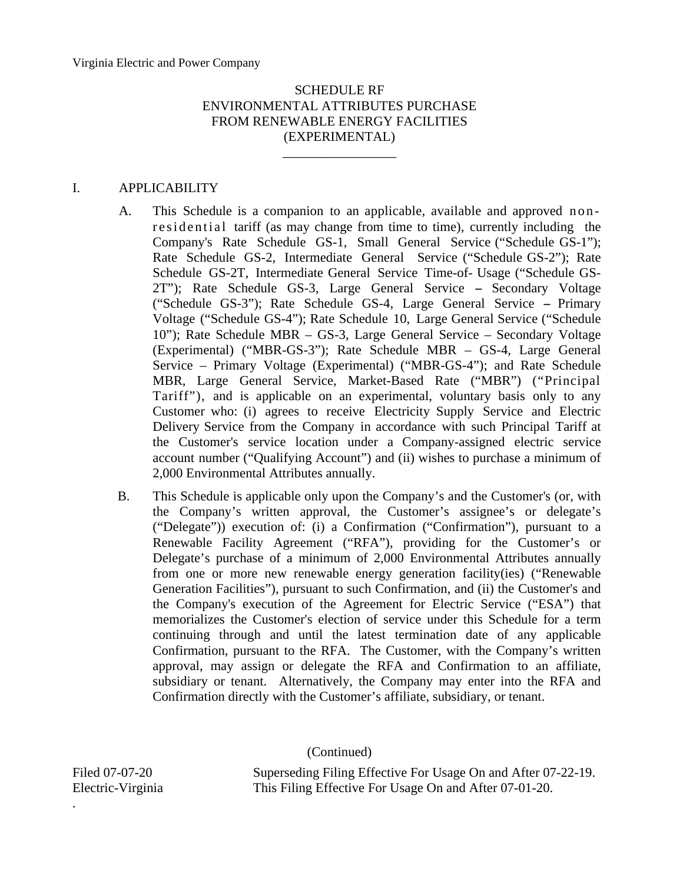Virginia Electric and Power Company

# SCHEDULE RF
# ENVIRONMENTAL ATTRIBUTES PURCHASE FROM RENEWABLE ENERGY FACILITIES (EXPERIMENTAL)

## I. APPLICABILITY

A. This Schedule is a companion to an applicable, available and approved non-residential tariff (as may change from time to time), currently including the Company's Rate Schedule GS-1, Small General Service ("Schedule GS-1"); Rate Schedule GS-2, Intermediate General Service ("Schedule GS-2"); Rate Schedule GS-2T, Intermediate General Service Time-of- Usage ("Schedule GS-2T"); Rate Schedule GS-3, Large General Service – Secondary Voltage ("Schedule GS-3"); Rate Schedule GS-4, Large General Service – Primary Voltage ("Schedule GS-4"); Rate Schedule 10, Large General Service ("Schedule 10"); Rate Schedule MBR – GS-3, Large General Service – Secondary Voltage (Experimental) ("MBR-GS-3"); Rate Schedule MBR – GS-4, Large General Service – Primary Voltage (Experimental) ("MBR-GS-4"); and Rate Schedule MBR, Large General Service, Market-Based Rate ("MBR") ("Principal Tariff"), and is applicable on an experimental, voluntary basis only to any Customer who: (i) agrees to receive Electricity Supply Service and Electric Delivery Service from the Company in accordance with such Principal Tariff at the Customer's service location under a Company-assigned electric service account number ("Qualifying Account") and (ii) wishes to purchase a minimum of 2,000 Environmental Attributes annually.

B. This Schedule is applicable only upon the Company's and the Customer's (or, with the Company's written approval, the Customer's assignee's or delegate's ("Delegate")) execution of: (i) a Confirmation ("Confirmation"), pursuant to a Renewable Facility Agreement ("RFA"), providing for the Customer's or Delegate's purchase of a minimum of 2,000 Environmental Attributes annually from one or more new renewable energy generation facility(ies) ("Renewable Generation Facilities"), pursuant to such Confirmation, and (ii) the Customer's and the Company's execution of the Agreement for Electric Service ("ESA") that memorializes the Customer's election of service under this Schedule for a term continuing through and until the latest termination date of any applicable Confirmation, pursuant to the RFA. The Customer, with the Company's written approval, may assign or delegate the RFA and Confirmation to an affiliate, subsidiary or tenant. Alternatively, the Company may enter into the RFA and Confirmation directly with the Customer's affiliate, subsidiary, or tenant.

(Continued)

Filed 07-07-20
Electric-Virginia

Superseding Filing Effective For Usage On and After 07-22-19.
This Filing Effective For Usage On and After 07-01-20.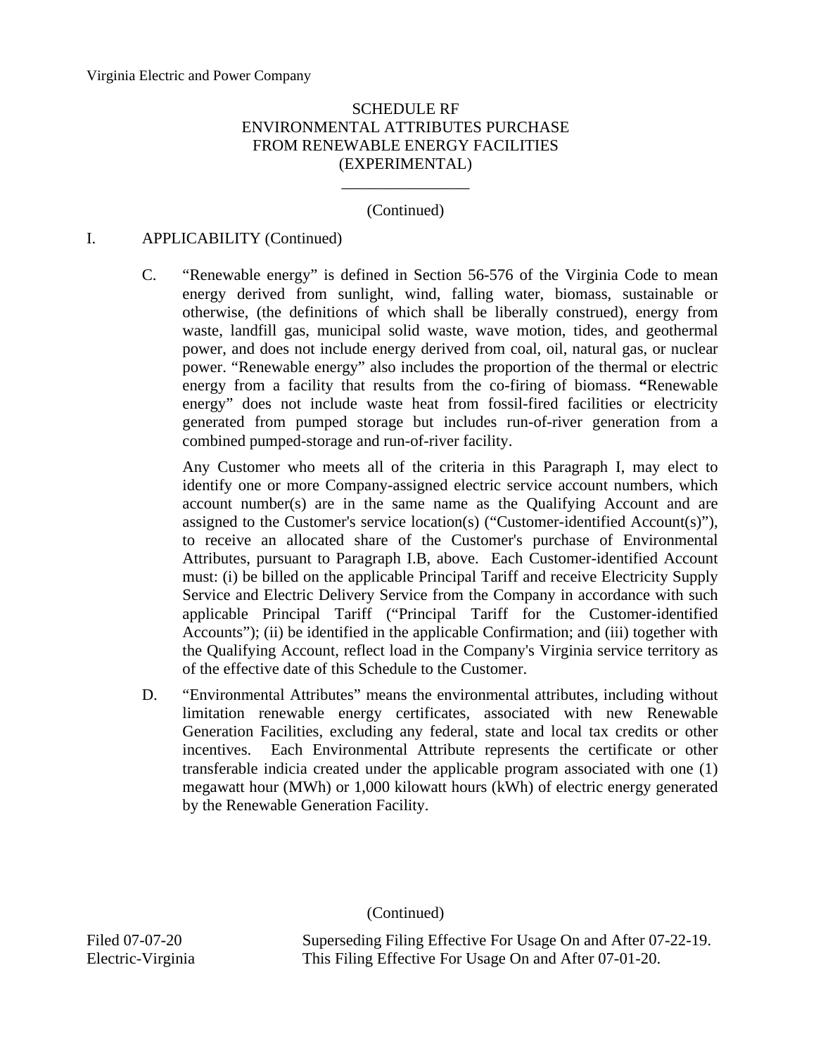Virginia Electric and Power Company

# SCHEDULE RF
# ENVIRONMENTAL ATTRIBUTES PURCHASE FROM RENEWABLE ENERGY FACILITIES (EXPERIMENTAL)

(Continued)

## I. APPLICABILITY (Continued)

C. "Renewable energy" is defined in Section 56-576 of the Virginia Code to mean energy derived from sunlight, wind, falling water, biomass, sustainable or otherwise, (the definitions of which shall be liberally construed), energy from waste, landfill gas, municipal solid waste, wave motion, tides, and geothermal power, and does not include energy derived from coal, oil, natural gas, or nuclear power. "Renewable energy" also includes the proportion of the thermal or electric energy from a facility that results from the co-firing of biomass. "Renewable energy" does not include waste heat from fossil-fired facilities or electricity generated from pumped storage but includes run-of-river generation from a combined pumped-storage and run-of-river facility.

Any Customer who meets all of the criteria in this Paragraph I, may elect to identify one or more Company-assigned electric service account numbers, which account number(s) are in the same name as the Qualifying Account and are assigned to the Customer's service location(s) ("Customer-identified Account(s)"), to receive an allocated share of the Customer's purchase of Environmental Attributes, pursuant to Paragraph I.B, above. Each Customer-identified Account must: (i) be billed on the applicable Principal Tariff and receive Electricity Supply Service and Electric Delivery Service from the Company in accordance with such applicable Principal Tariff ("Principal Tariff for the Customer-identified Accounts"); (ii) be identified in the applicable Confirmation; and (iii) together with the Qualifying Account, reflect load in the Company's Virginia service territory as of the effective date of this Schedule to the Customer.

D. "Environmental Attributes" means the environmental attributes, including without limitation renewable energy certificates, associated with new Renewable Generation Facilities, excluding any federal, state and local tax credits or other incentives. Each Environmental Attribute represents the certificate or other transferable indicia created under the applicable program associated with one (1) megawatt hour (MWh) or 1,000 kilowatt hours (kWh) of electric energy generated by the Renewable Generation Facility.

(Continued)

Filed 07-07-20
Electric-Virginia

Superseding Filing Effective For Usage On and After 07-22-19.
This Filing Effective For Usage On and After 07-01-20.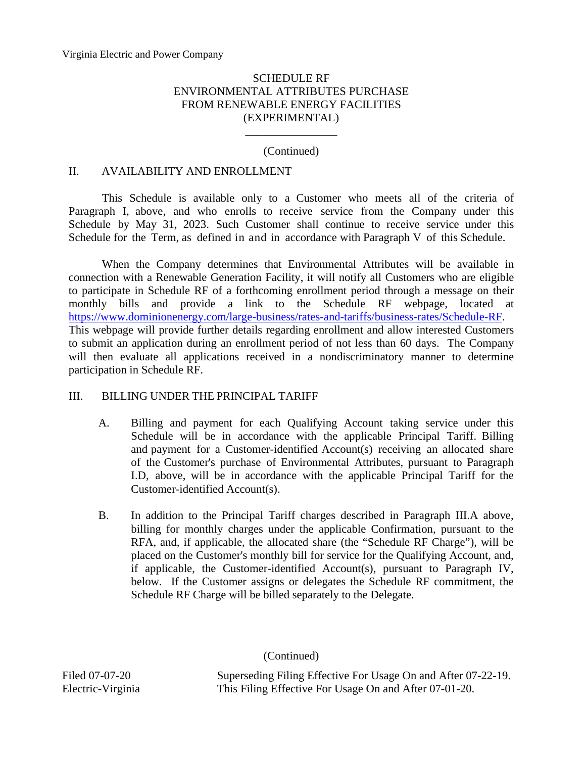Virginia Electric and Power Company

# SCHEDULE RF
# ENVIRONMENTAL ATTRIBUTES PURCHASE FROM RENEWABLE ENERGY FACILITIES (EXPERIMENTAL)

(Continued)

## II. AVAILABILITY AND ENROLLMENT

This Schedule is available only to a Customer who meets all of the criteria of Paragraph I, above, and who enrolls to receive service from the Company under this Schedule by May 31, 2023. Such Customer shall continue to receive service under this Schedule for the Term, as defined in and in accordance with Paragraph V of this Schedule.

When the Company determines that Environmental Attributes will be available in connection with a Renewable Generation Facility, it will notify all Customers who are eligible to participate in Schedule RF of a forthcoming enrollment period through a message on their monthly bills and provide a link to the Schedule RF webpage, located at https://www.dominionenergy.com/large-business/rates-and-tariffs/business-rates/Schedule-RF. This webpage will provide further details regarding enrollment and allow interested Customers to submit an application during an enrollment period of not less than 60 days. The Company will then evaluate all applications received in a nondiscriminatory manner to determine participation in Schedule RF.

## III. BILLING UNDER THE PRINCIPAL TARIFF

A. Billing and payment for each Qualifying Account taking service under this Schedule will be in accordance with the applicable Principal Tariff. Billing and payment for a Customer-identified Account(s) receiving an allocated share of the Customer's purchase of Environmental Attributes, pursuant to Paragraph I.D, above, will be in accordance with the applicable Principal Tariff for the Customer-identified Account(s).

B. In addition to the Principal Tariff charges described in Paragraph III.A above, billing for monthly charges under the applicable Confirmation, pursuant to the RFA, and, if applicable, the allocated share (the "Schedule RF Charge"), will be placed on the Customer's monthly bill for service for the Qualifying Account, and, if applicable, the Customer-identified Account(s), pursuant to Paragraph IV, below. If the Customer assigns or delegates the Schedule RF commitment, the Schedule RF Charge will be billed separately to the Delegate.

(Continued)

Filed 07-07-20
Electric-Virginia

Superseding Filing Effective For Usage On and After 07-22-19.
This Filing Effective For Usage On and After 07-01-20.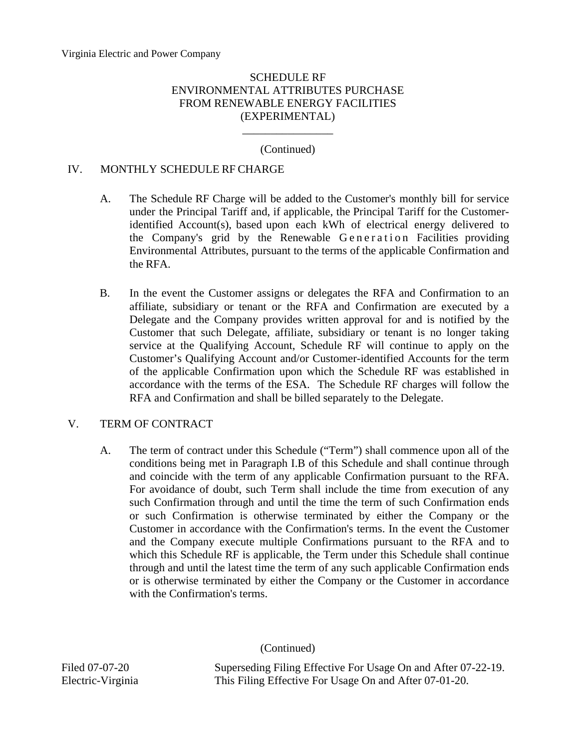SCHEDULE RF
ENVIRONMENTAL ATTRIBUTES PURCHASE
FROM RENEWABLE ENERGY FACILITIES
(EXPERIMENTAL)

(Continued)

## IV. MONTHLY SCHEDULE RF CHARGE

A. The Schedule RF Charge will be added to the Customer's monthly bill for service under the Principal Tariff and, if applicable, the Principal Tariff for the Customer-identified Account(s), based upon each kWh of electrical energy delivered to the Company's grid by the Renewable Generation Facilities providing Environmental Attributes, pursuant to the terms of the applicable Confirmation and the RFA.

B. In the event the Customer assigns or delegates the RFA and Confirmation to an affiliate, subsidiary or tenant or the RFA and Confirmation are executed by a Delegate and the Company provides written approval for and is notified by the Customer that such Delegate, affiliate, subsidiary or tenant is no longer taking service at the Qualifying Account, Schedule RF will continue to apply on the Customer's Qualifying Account and/or Customer-identified Accounts for the term of the applicable Confirmation upon which the Schedule RF was established in accordance with the terms of the ESA. The Schedule RF charges will follow the RFA and Confirmation and shall be billed separately to the Delegate.

## V. TERM OF CONTRACT

A. The term of contract under this Schedule ("Term") shall commence upon all of the conditions being met in Paragraph I.B of this Schedule and shall continue through and coincide with the term of any applicable Confirmation pursuant to the RFA. For avoidance of doubt, such Term shall include the time from execution of any such Confirmation through and until the time the term of such Confirmation ends or such Confirmation is otherwise terminated by either the Company or the Customer in accordance with the Confirmation's terms. In the event the Customer and the Company execute multiple Confirmations pursuant to the RFA and to which this Schedule RF is applicable, the Term under this Schedule shall continue through and until the latest time the term of any such applicable Confirmation ends or is otherwise terminated by either the Company or the Customer in accordance with the Confirmation's terms.

(Continued)

Filed 07-07-20
Electric-Virginia

Superseding Filing Effective For Usage On and After 07-22-19.
This Filing Effective For Usage On and After 07-01-20.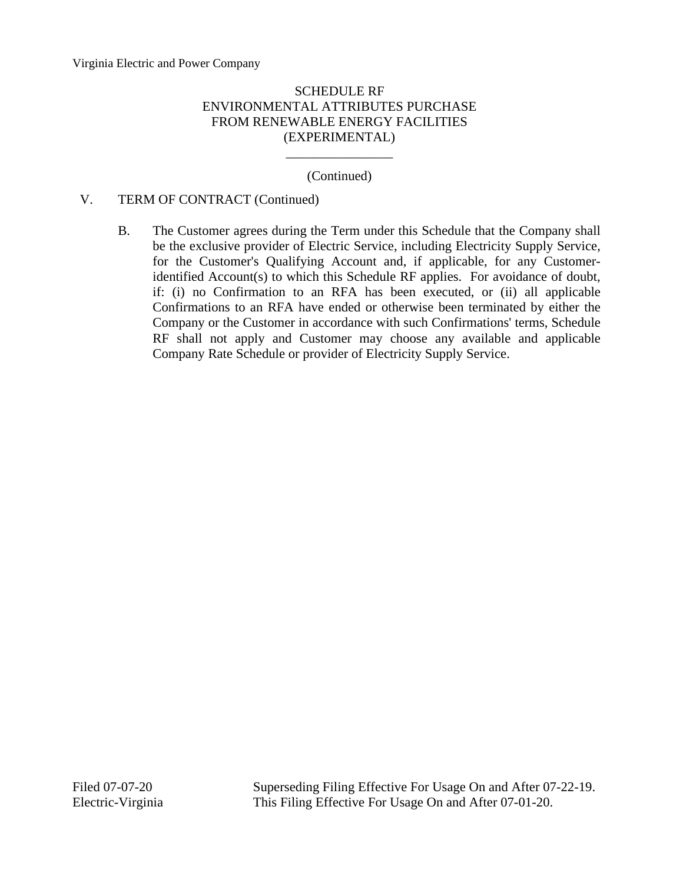Virginia Electric and Power Company

SCHEDULE RF
ENVIRONMENTAL ATTRIBUTES PURCHASE
FROM RENEWABLE ENERGY FACILITIES
(EXPERIMENTAL)

(Continued)

V. TERM OF CONTRACT (Continued)

B. The Customer agrees during the Term under this Schedule that the Company shall be the exclusive provider of Electric Service, including Electricity Supply Service, for the Customer's Qualifying Account and, if applicable, for any Customer-identified Account(s) to which this Schedule RF applies. For avoidance of doubt, if: (i) no Confirmation to an RFA has been executed, or (ii) all applicable Confirmations to an RFA have ended or otherwise been terminated by either the Company or the Customer in accordance with such Confirmations' terms, Schedule RF shall not apply and Customer may choose any available and applicable Company Rate Schedule or provider of Electricity Supply Service.

Filed 07-07-20
Electric-Virginia

Superseding Filing Effective For Usage On and After 07-22-19.
This Filing Effective For Usage On and After 07-01-20.